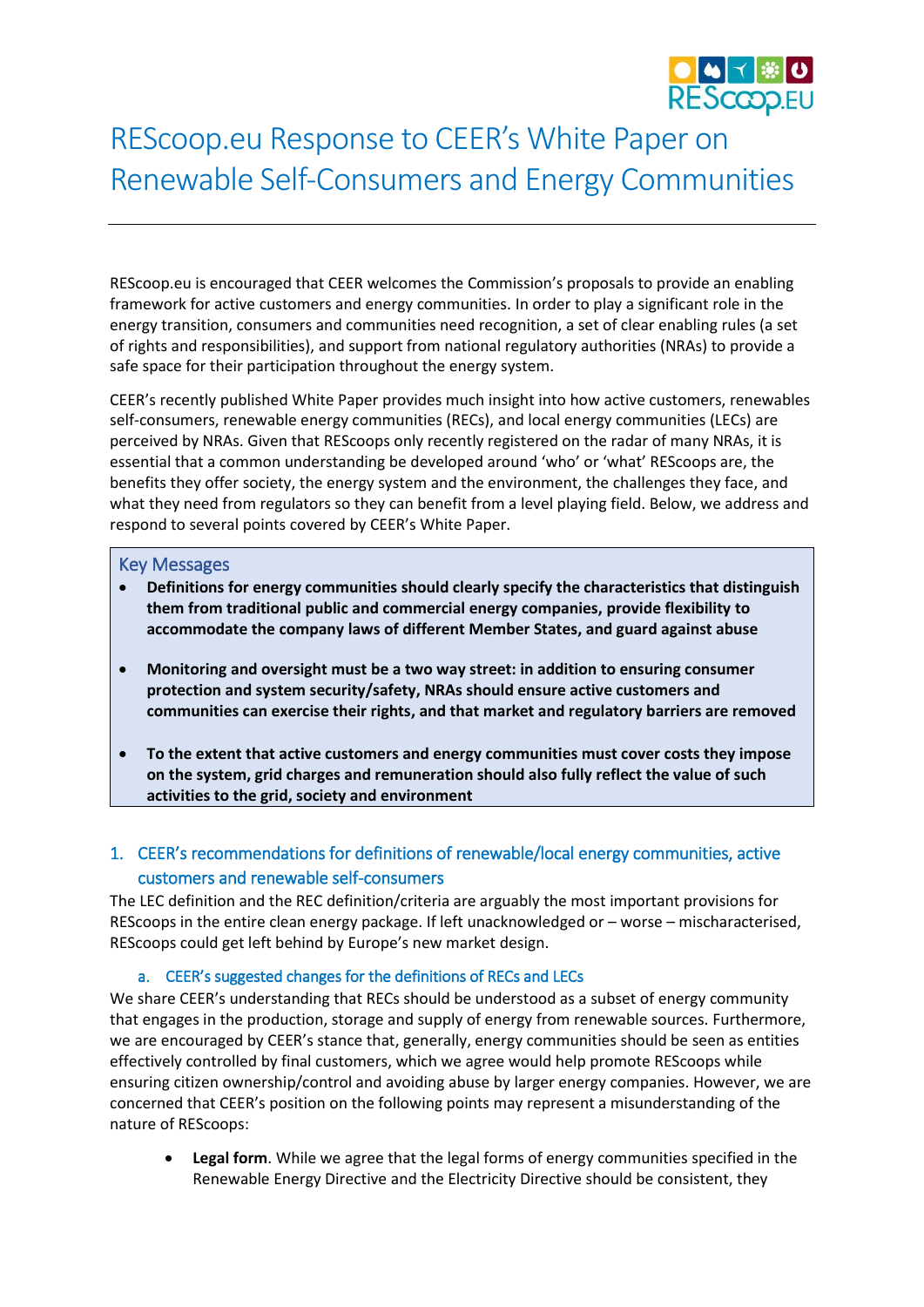# REScoop.eu Response to CEER's White Paper on Renewable Self-Consumers and Energy Communities

REScoop.eu is encouraged that CEER welcomes the Commission's proposals to provide an enabling framework for active customers and energy communities. In order to play a significant role in the energy transition, consumers and communities need recognition, a set of clear enabling rules (a set of rights and responsibilities), and support from national regulatory authorities (NRAs) to provide a safe space for their participation throughout the energy system.

CEER's recently published White Paper provides much insight into how active customers, renewables self-consumers, renewable energy communities (RECs), and local energy communities (LECs) are perceived by NRAs. Given that REScoops only recently registered on the radar of many NRAs, it is essential that a common understanding be developed around 'who' or 'what' REScoops are, the benefits they offer society, the energy system and the environment, the challenges they face, and what they need from regulators so they can benefit from a level playing field. Below, we address and respond to several points covered by CEER's White Paper.

## Key Messages

- **Definitions for energy communities should clearly specify the characteristics that distinguish them from traditional public and commercial energy companies, provide flexibility to accommodate the company laws of different Member States, and guard against abuse**
- **Monitoring and oversight must be a two way street: in addition to ensuring consumer protection and system security/safety, NRAs should ensure active customers and communities can exercise their rights, and that market and regulatory barriers are removed**
- **To the extent that active customers and energy communities must cover costs they impose on the system, grid charges and remuneration should also fully reflect the value of such activities to the grid, society and environment**

## 1. CEER's recommendations for definitions of renewable/local energy communities, active customers and renewable self-consumers

The LEC definition and the REC definition/criteria are arguably the most important provisions for REScoops in the entire clean energy package. If left unacknowledged or – worse – mischaracterised, REScoops could get left behind by Europe's new market design.

### a. CEER's suggested changes for the definitions of RECs and LECs

We share CEER's understanding that RECs should be understood as a subset of energy community that engages in the production, storage and supply of energy from renewable sources. Furthermore, we are encouraged by CEER's stance that, generally, energy communities should be seen as entities effectively controlled by final customers, which we agree would help promote REScoops while ensuring citizen ownership/control and avoiding abuse by larger energy companies. However, we are concerned that CEER's position on the following points may represent a misunderstanding of the nature of REScoops:

- **Legal form**. While we agree that the legal forms of energy communities specified in the Renewable Energy Directive and the Electricity Directive should be consistent, they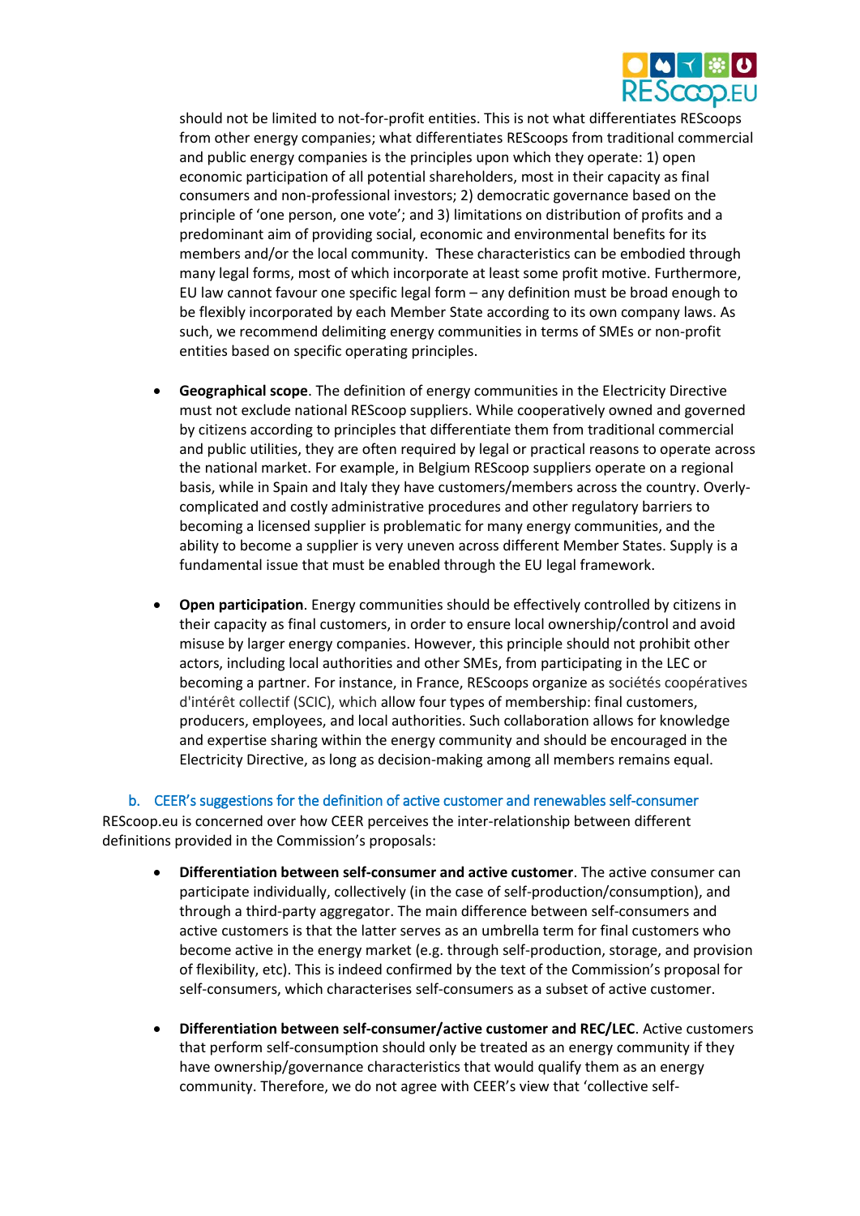should not be limited to not-for-profit entities. This is not what differentiates REScoops from other energy companies; what differentiates REScoops from traditional commercial and public energy companies is the principles upon which they operate: 1) open economic participation of all potential shareholders, most in their capacity as final consumers and non-professional investors; 2) democratic governance based on the principle of 'one person, one vote'; and 3) limitations on distribution of profits and a predominant aim of providing social, economic and environmental benefits for its members and/or the local community. These characteristics can be embodied through many legal forms, most of which incorporate at least some profit motive. Furthermore, EU law cannot favour one specific legal form – any definition must be broad enough to be flexibly incorporated by each Member State according to its own company laws. As such, we recommend delimiting energy communities in terms of SMEs or non-profit entities based on specific operating principles.

- **Geographical scope**. The definition of energy communities in the Electricity Directive must not exclude national REScoop suppliers. While cooperatively owned and governed by citizens according to principles that differentiate them from traditional commercial and public utilities, they are often required by legal or practical reasons to operate across the national market. For example, in Belgium REScoop suppliers operate on a regional basis, while in Spain and Italy they have customers/members across the country. Overly-complicated and costly administrative procedures and other regulatory barriers to becoming a licensed supplier is problematic for many energy communities, and the ability to become a supplier is very uneven across different Member States. Supply is a fundamental issue that must be enabled through the EU legal framework.

- **Open participation**. Energy communities should be effectively controlled by citizens in their capacity as final customers, in order to ensure local ownership/control and avoid misuse by larger energy companies. However, this principle should not prohibit other actors, including local authorities and other SMEs, from participating in the LEC or becoming a partner. For instance, in France, REScoops organize as sociétés coopératives d'intérêt collectif (SCIC), which allow four types of membership: final customers, producers, employees, and local authorities. Such collaboration allows for knowledge and expertise sharing within the energy community and should be encouraged in the Electricity Directive, as long as decision-making among all members remains equal.

### b. CEER's suggestions for the definition of active customer and renewables self-consumer

REScoop.eu is concerned over how CEER perceives the inter-relationship between different definitions provided in the Commission's proposals:

- **Differentiation between self-consumer and active customer**. The active consumer can participate individually, collectively (in the case of self-production/consumption), and through a third-party aggregator. The main difference between self-consumers and active customers is that the latter serves as an umbrella term for final customers who become active in the energy market (e.g. through self-production, storage, and provision of flexibility, etc). This is indeed confirmed by the text of the Commission's proposal for self-consumers, which characterises self-consumers as a subset of active customer.

- **Differentiation between self-consumer/active customer and REC/LEC**. Active customers that perform self-consumption should only be treated as an energy community if they have ownership/governance characteristics that would qualify them as an energy community. Therefore, we do not agree with CEER's view that 'collective self-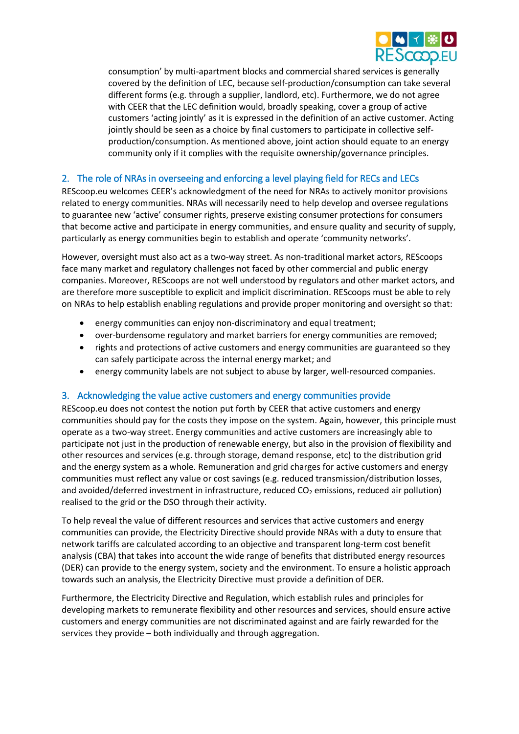consumption' by multi-apartment blocks and commercial shared services is generally covered by the definition of LEC, because self-production/consumption can take several different forms (e.g. through a supplier, landlord, etc). Furthermore, we do not agree with CEER that the LEC definition would, broadly speaking, cover a group of active customers 'acting jointly' as it is expressed in the definition of an active customer. Acting jointly should be seen as a choice by final customers to participate in collective self-production/consumption. As mentioned above, joint action should equate to an energy community only if it complies with the requisite ownership/governance principles.

## 2. The role of NRAs in overseeing and enforcing a level playing field for RECs and LECs

REScoop.eu welcomes CEER's acknowledgment of the need for NRAs to actively monitor provisions related to energy communities. NRAs will necessarily need to help develop and oversee regulations to guarantee new 'active' consumer rights, preserve existing consumer protections for consumers that become active and participate in energy communities, and ensure quality and security of supply, particularly as energy communities begin to establish and operate 'community networks'.

However, oversight must also act as a two-way street. As non-traditional market actors, REScoops face many market and regulatory challenges not faced by other commercial and public energy companies. Moreover, REScoops are not well understood by regulators and other market actors, and are therefore more susceptible to explicit and implicit discrimination. REScoops must be able to rely on NRAs to help establish enabling regulations and provide proper monitoring and oversight so that:

- energy communities can enjoy non-discriminatory and equal treatment;
- over-burdensome regulatory and market barriers for energy communities are removed;
- rights and protections of active customers and energy communities are guaranteed so they can safely participate across the internal energy market; and
- energy community labels are not subject to abuse by larger, well-resourced companies.

## 3. Acknowledging the value active customers and energy communities provide

REScoop.eu does not contest the notion put forth by CEER that active customers and energy communities should pay for the costs they impose on the system. Again, however, this principle must operate as a two-way street. Energy communities and active customers are increasingly able to participate not just in the production of renewable energy, but also in the provision of flexibility and other resources and services (e.g. through storage, demand response, etc) to the distribution grid and the energy system as a whole. Remuneration and grid charges for active customers and energy communities must reflect any value or cost savings (e.g. reduced transmission/distribution losses, and avoided/deferred investment in infrastructure, reduced $CO_2$ emissions, reduced air pollution) realised to the grid or the DSO through their activity.

To help reveal the value of different resources and services that active customers and energy communities can provide, the Electricity Directive should provide NRAs with a duty to ensure that network tariffs are calculated according to an objective and transparent long-term cost benefit analysis (CBA) that takes into account the wide range of benefits that distributed energy resources (DER) can provide to the energy system, society and the environment. To ensure a holistic approach towards such an analysis, the Electricity Directive must provide a definition of DER.

Furthermore, the Electricity Directive and Regulation, which establish rules and principles for developing markets to remunerate flexibility and other resources and services, should ensure active customers and energy communities are not discriminated against and are fairly rewarded for the services they provide – both individually and through aggregation.